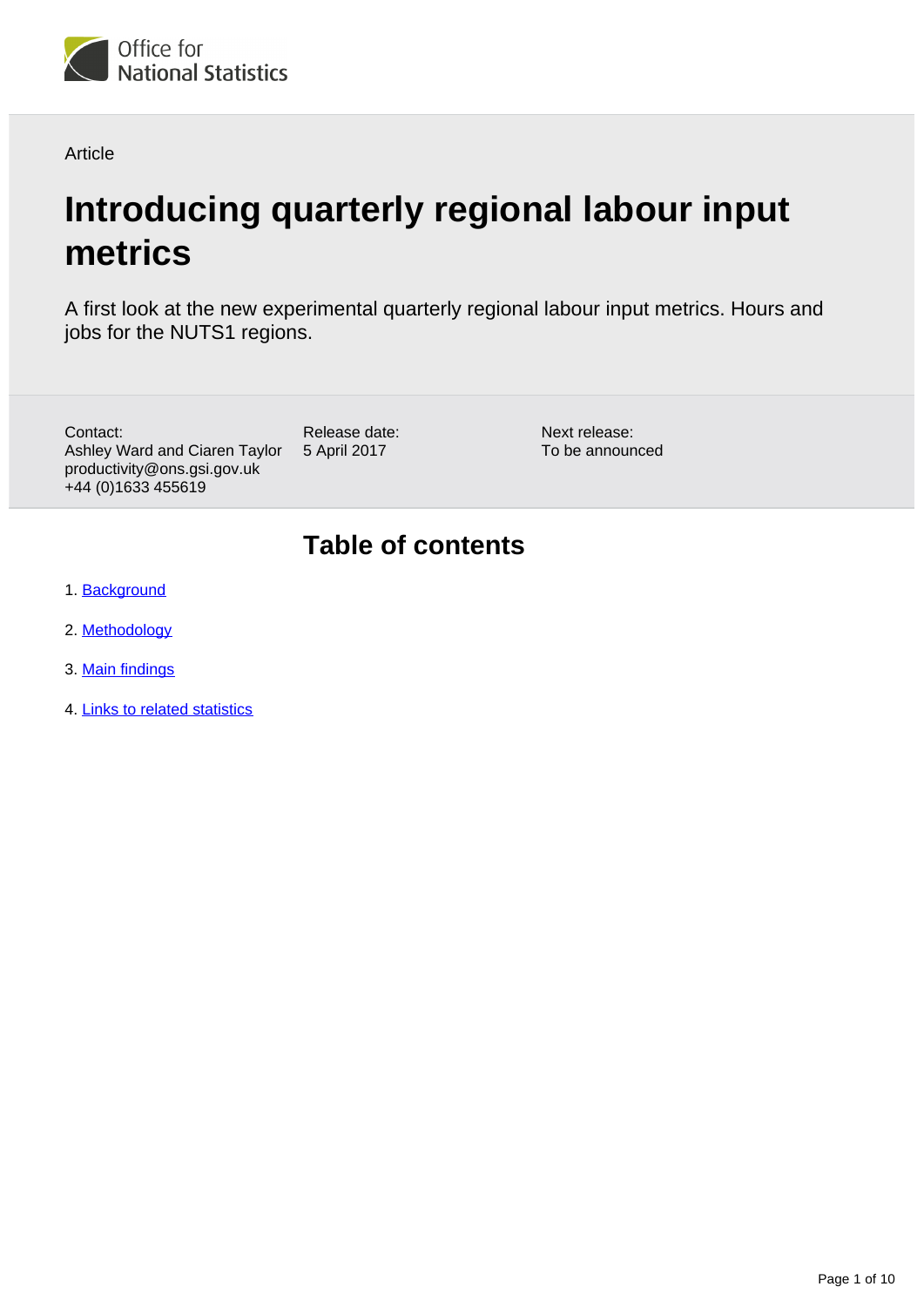Office for National Statistics

Article

# Introducing quarterly regional labour input metrics

A first look at the new experimental quarterly regional labour input metrics. Hours and jobs for the NUTS1 regions.

Contact:
Ashley Ward and Ciaren Taylor
productivity@ons.gsi.gov.uk
+44 (0)1633 455619

Release date:
5 April 2017

Next release:
To be announced

## Table of contents

1. Background
2. Methodology
3. Main findings
4. Links to related statistics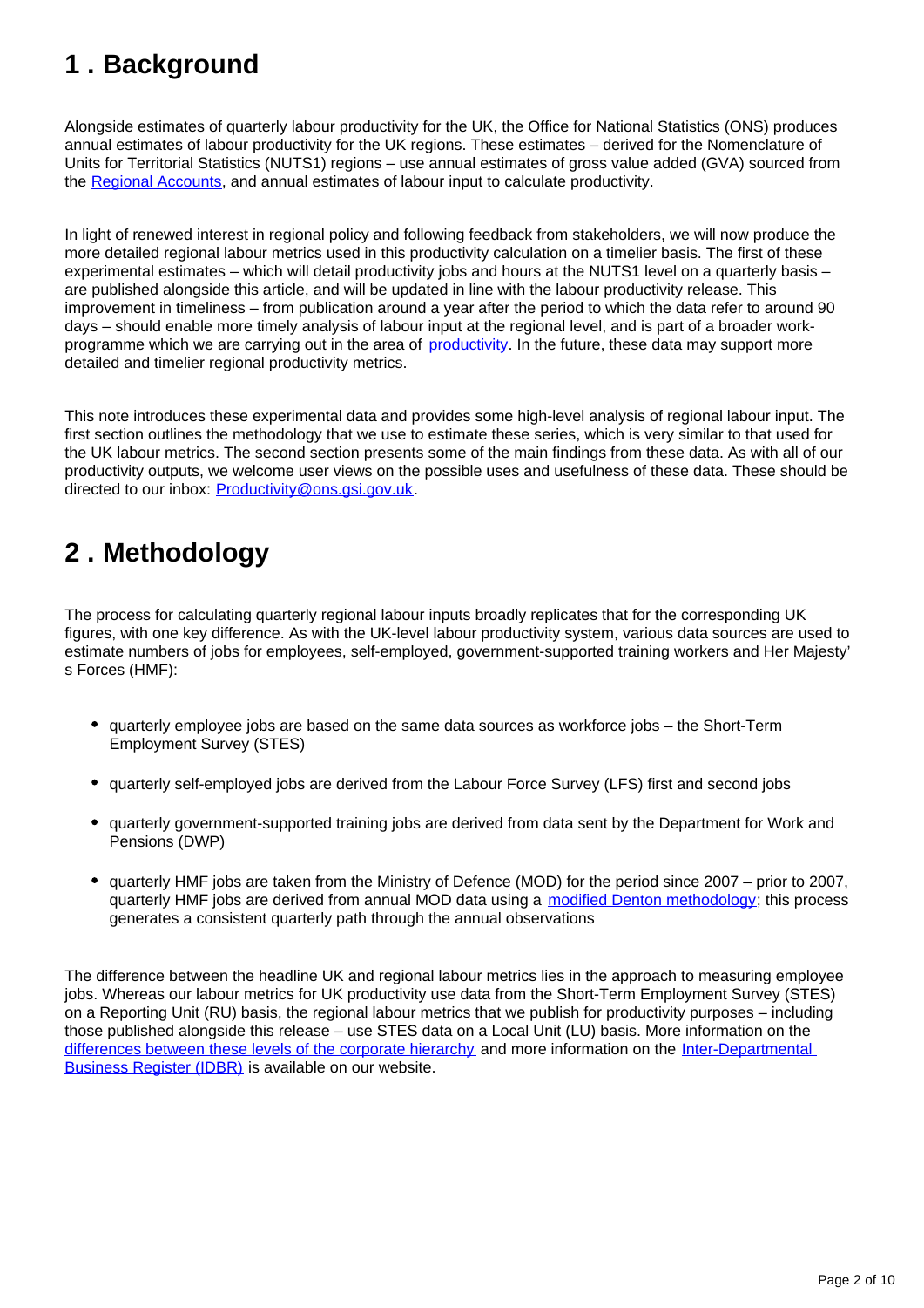## 1 . Background

Alongside estimates of quarterly labour productivity for the UK, the Office for National Statistics (ONS) produces annual estimates of labour productivity for the UK regions. These estimates – derived for the Nomenclature of Units for Territorial Statistics (NUTS1) regions – use annual estimates of gross value added (GVA) sourced from the Regional Accounts, and annual estimates of labour input to calculate productivity.

In light of renewed interest in regional policy and following feedback from stakeholders, we will now produce the more detailed regional labour metrics used in this productivity calculation on a timelier basis. The first of these experimental estimates – which will detail productivity jobs and hours at the NUTS1 level on a quarterly basis – are published alongside this article, and will be updated in line with the labour productivity release. This improvement in timeliness – from publication around a year after the period to which the data refer to around 90 days – should enable more timely analysis of labour input at the regional level, and is part of a broader work-programme which we are carrying out in the area of productivity. In the future, these data may support more detailed and timelier regional productivity metrics.

This note introduces these experimental data and provides some high-level analysis of regional labour input. The first section outlines the methodology that we use to estimate these series, which is very similar to that used for the UK labour metrics. The second section presents some of the main findings from these data. As with all of our productivity outputs, we welcome user views on the possible uses and usefulness of these data. These should be directed to our inbox: Productivity@ons.gsi.gov.uk.

## 2 . Methodology

The process for calculating quarterly regional labour inputs broadly replicates that for the corresponding UK figures, with one key difference. As with the UK-level labour productivity system, various data sources are used to estimate numbers of jobs for employees, self-employed, government-supported training workers and Her Majesty's Forces (HMF):

- quarterly employee jobs are based on the same data sources as workforce jobs – the Short-Term Employment Survey (STES)
- quarterly self-employed jobs are derived from the Labour Force Survey (LFS) first and second jobs
- quarterly government-supported training jobs are derived from data sent by the Department for Work and Pensions (DWP)
- quarterly HMF jobs are taken from the Ministry of Defence (MOD) for the period since 2007 – prior to 2007, quarterly HMF jobs are derived from annual MOD data using a modified Denton methodology; this process generates a consistent quarterly path through the annual observations

The difference between the headline UK and regional labour metrics lies in the approach to measuring employee jobs. Whereas our labour metrics for UK productivity use data from the Short-Term Employment Survey (STES) on a Reporting Unit (RU) basis, the regional labour metrics that we publish for productivity purposes – including those published alongside this release – use STES data on a Local Unit (LU) basis. More information on the differences between these levels of the corporate hierarchy and more information on the Inter-Departmental Business Register (IDBR) is available on our website.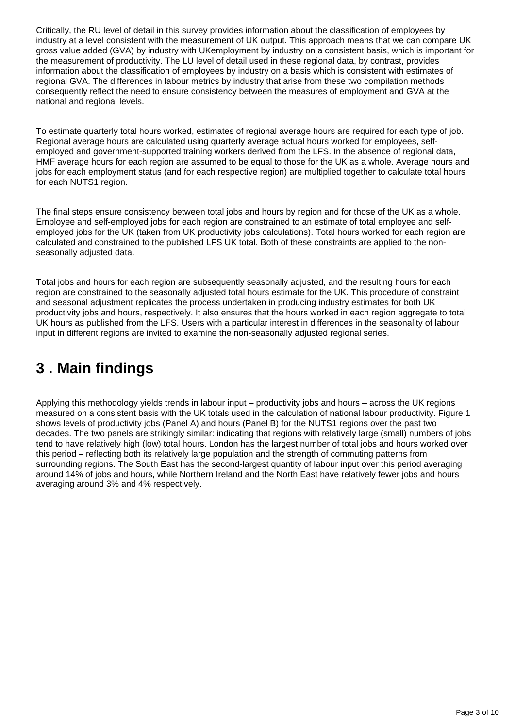Critically, the RU level of detail in this survey provides information about the classification of employees by industry at a level consistent with the measurement of UK output. This approach means that we can compare UK gross value added (GVA) by industry with UKemployment by industry on a consistent basis, which is important for the measurement of productivity. The LU level of detail used in these regional data, by contrast, provides information about the classification of employees by industry on a basis which is consistent with estimates of regional GVA. The differences in labour metrics by industry that arise from these two compilation methods consequently reflect the need to ensure consistency between the measures of employment and GVA at the national and regional levels.

To estimate quarterly total hours worked, estimates of regional average hours are required for each type of job. Regional average hours are calculated using quarterly average actual hours worked for employees, self-employed and government-supported training workers derived from the LFS. In the absence of regional data, HMF average hours for each region are assumed to be equal to those for the UK as a whole. Average hours and jobs for each employment status (and for each respective region) are multiplied together to calculate total hours for each NUTS1 region.

The final steps ensure consistency between total jobs and hours by region and for those of the UK as a whole. Employee and self-employed jobs for each region are constrained to an estimate of total employee and self-employed jobs for the UK (taken from UK productivity jobs calculations). Total hours worked for each region are calculated and constrained to the published LFS UK total. Both of these constraints are applied to the non-seasonally adjusted data.

Total jobs and hours for each region are subsequently seasonally adjusted, and the resulting hours for each region are constrained to the seasonally adjusted total hours estimate for the UK. This procedure of constraint and seasonal adjustment replicates the process undertaken in producing industry estimates for both UK productivity jobs and hours, respectively. It also ensures that the hours worked in each region aggregate to total UK hours as published from the LFS. Users with a particular interest in differences in the seasonality of labour input in different regions are invited to examine the non-seasonally adjusted regional series.

# 3 . Main findings

Applying this methodology yields trends in labour input – productivity jobs and hours – across the UK regions measured on a consistent basis with the UK totals used in the calculation of national labour productivity. Figure 1 shows levels of productivity jobs (Panel A) and hours (Panel B) for the NUTS1 regions over the past two decades. The two panels are strikingly similar: indicating that regions with relatively large (small) numbers of jobs tend to have relatively high (low) total hours. London has the largest number of total jobs and hours worked over this period – reflecting both its relatively large population and the strength of commuting patterns from surrounding regions. The South East has the second-largest quantity of labour input over this period averaging around 14% of jobs and hours, while Northern Ireland and the North East have relatively fewer jobs and hours averaging around 3% and 4% respectively.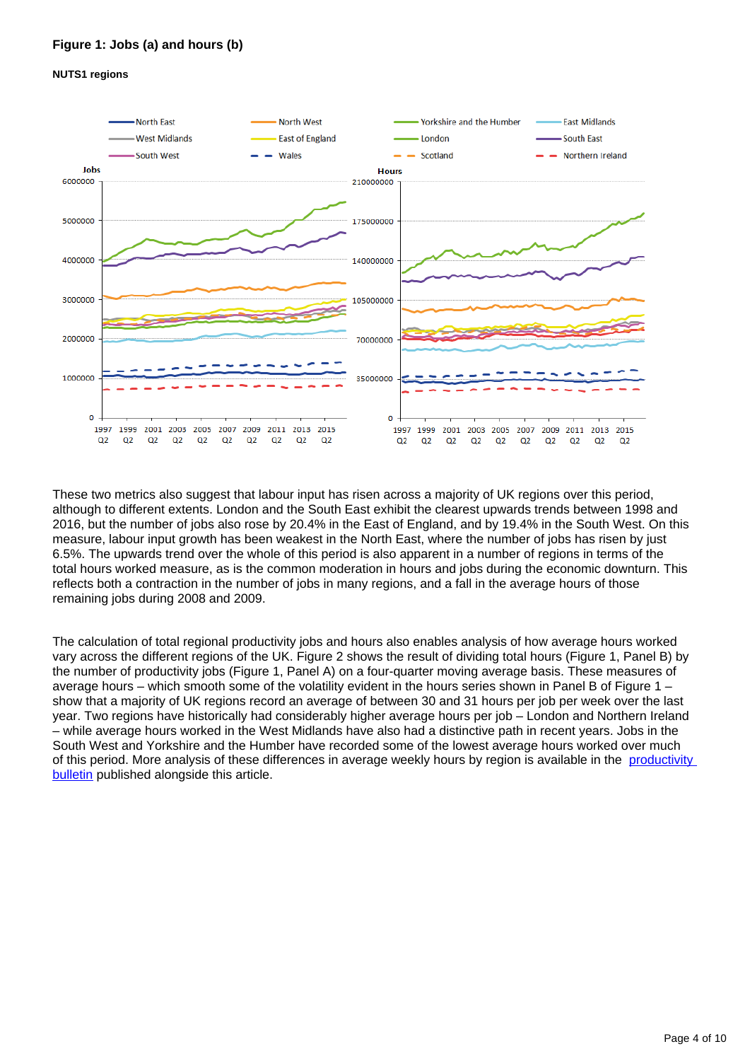### Figure 1: Jobs (a) and hours (b)

**NUTS1 regions**

These two metrics also suggest that labour input has risen across a majority of UK regions over this period, although to different extents. London and the South East exhibit the clearest upwards trends between 1998 and 2016, but the number of jobs also rose by 20.4% in the East of England, and by 19.4% in the South West. On this measure, labour input growth has been weakest in the North East, where the number of jobs has risen by just 6.5%. The upwards trend over the whole of this period is also apparent in a number of regions in terms of the total hours worked measure, as is the common moderation in hours and jobs during the economic downturn. This reflects both a contraction in the number of jobs in many regions, and a fall in the average hours of those remaining jobs during 2008 and 2009.

The calculation of total regional productivity jobs and hours also enables analysis of how average hours worked vary across the different regions of the UK. Figure 2 shows the result of dividing total hours (Figure 1, Panel B) by the number of productivity jobs (Figure 1, Panel A) on a four-quarter moving average basis. These measures of average hours – which smooth some of the volatility evident in the hours series shown in Panel B of Figure 1 – show that a majority of UK regions record an average of between 30 and 31 hours per job per week over the last year. Two regions have historically had considerably higher average hours per job – London and Northern Ireland – while average hours worked in the West Midlands have also had a distinctive path in recent years. Jobs in the South West and Yorkshire and the Humber have recorded some of the lowest average hours worked over much of this period. More analysis of these differences in average weekly hours by region is available in the [productivity bulletin](productivity bulletin) published alongside this article.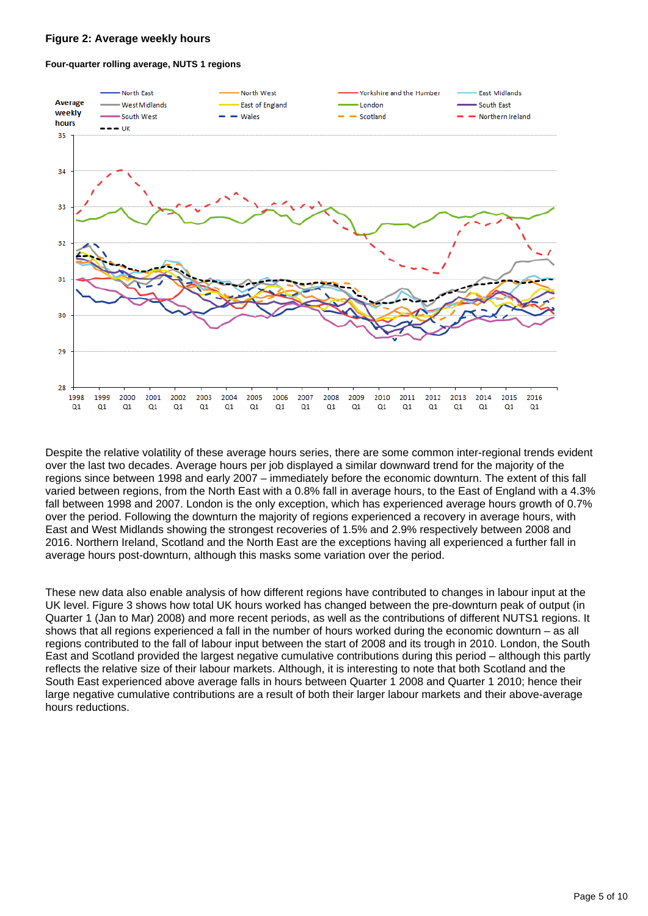**Figure 2: Average weekly hours**

**Four-quarter rolling average, NUTS 1 regions**

Despite the relative volatility of these average hours series, there are some common inter-regional trends evident over the last two decades. Average hours per job displayed a similar downward trend for the majority of the regions since between 1998 and early 2007 – immediately before the economic downturn. The extent of this fall varied between regions, from the North East with a 0.8% fall in average hours, to the East of England with a 4.3% fall between 1998 and 2007. London is the only exception, which has experienced average hours growth of 0.7% over the period. Following the downturn the majority of regions experienced a recovery in average hours, with East and West Midlands showing the strongest recoveries of 1.5% and 2.9% respectively between 2008 and 2016. Northern Ireland, Scotland and the North East are the exceptions having all experienced a further fall in average hours post-downturn, although this masks some variation over the period.

These new data also enable analysis of how different regions have contributed to changes in labour input at the UK level. Figure 3 shows how total UK hours worked has changed between the pre-downturn peak of output (in Quarter 1 (Jan to Mar) 2008) and more recent periods, as well as the contributions of different NUTS1 regions. It shows that all regions experienced a fall in the number of hours worked during the economic downturn – as all regions contributed to the fall of labour input between the start of 2008 and its trough in 2010. London, the South East and Scotland provided the largest negative cumulative contributions during this period – although this partly reflects the relative size of their labour markets. Although, it is interesting to note that both Scotland and the South East experienced above average falls in hours between Quarter 1 2008 and Quarter 1 2010; hence their large negative cumulative contributions are a result of both their larger labour markets and their above-average hours reductions.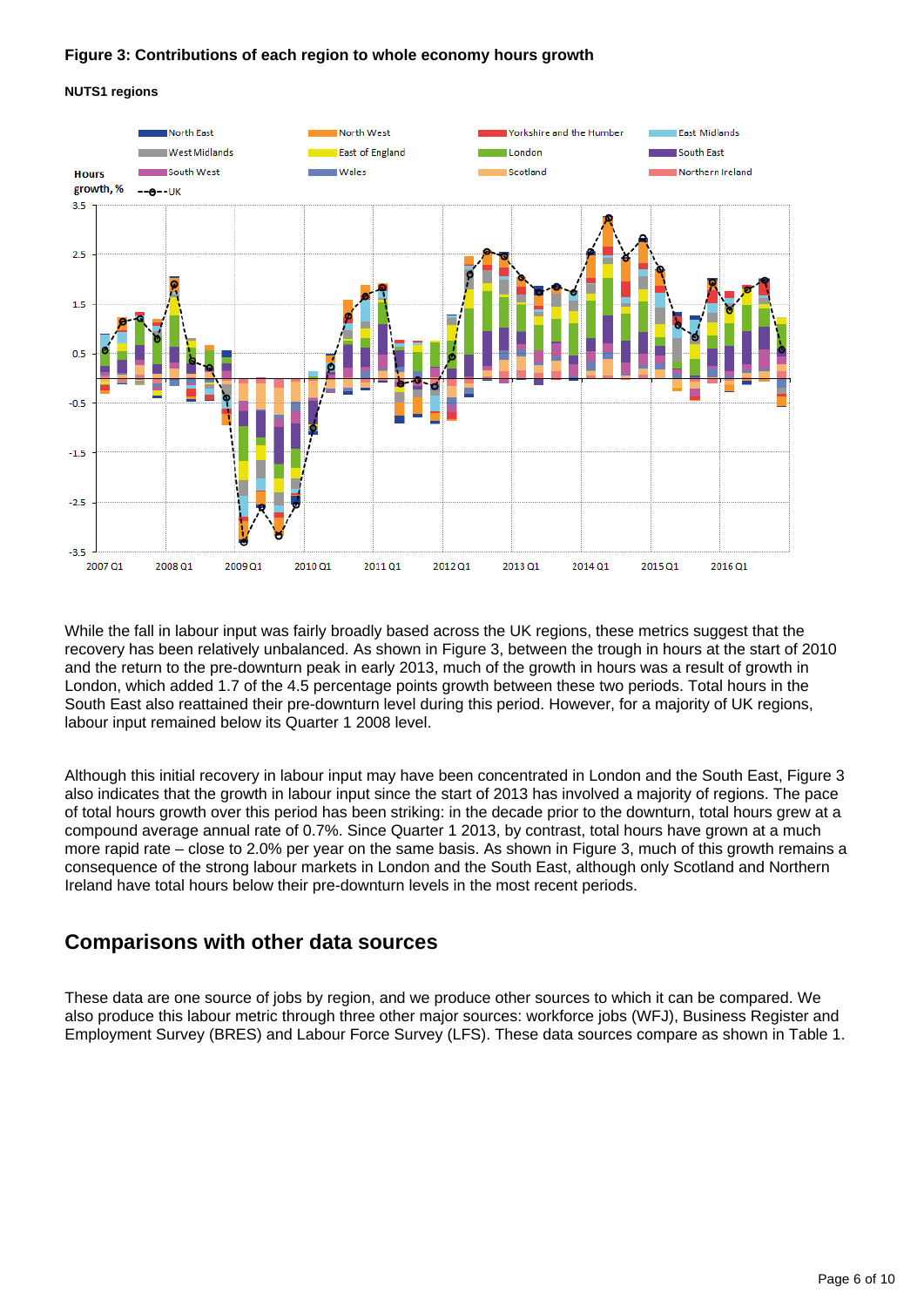**Figure 3: Contributions of each region to whole economy hours growth**

**NUTS1 regions**

While the fall in labour input was fairly broadly based across the UK regions, these metrics suggest that the recovery has been relatively unbalanced. As shown in Figure 3, between the trough in hours at the start of 2010 and the return to the pre-downturn peak in early 2013, much of the growth in hours was a result of growth in London, which added 1.7 of the 4.5 percentage points growth between these two periods. Total hours in the South East also reattained their pre-downturn level during this period. However, for a majority of UK regions, labour input remained below its Quarter 1 2008 level.

Although this initial recovery in labour input may have been concentrated in London and the South East, Figure 3 also indicates that the growth in labour input since the start of 2013 has involved a majority of regions. The pace of total hours growth over this period has been striking: in the decade prior to the downturn, total hours grew at a compound average annual rate of 0.7%. Since Quarter 1 2013, by contrast, total hours have grown at a much more rapid rate – close to 2.0% per year on the same basis. As shown in Figure 3, much of this growth remains a consequence of the strong labour markets in London and the South East, although only Scotland and Northern Ireland have total hours below their pre-downturn levels in the most recent periods.

## Comparisons with other data sources

These data are one source of jobs by region, and we produce other sources to which it can be compared. We also produce this labour metric through three other major sources: workforce jobs (WFJ), Business Register and Employment Survey (BRES) and Labour Force Survey (LFS). These data sources compare as shown in Table 1.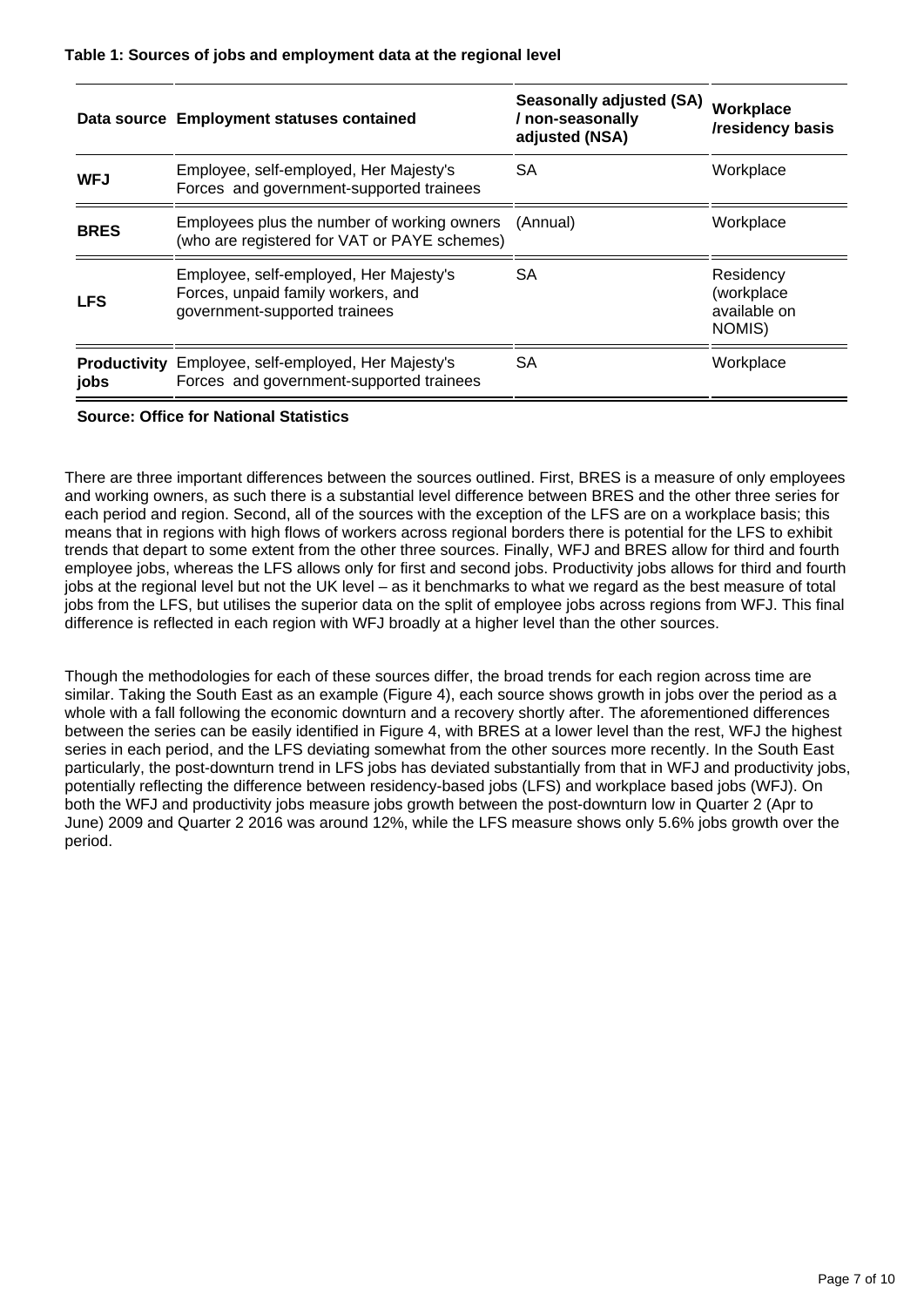**Table 1: Sources of jobs and employment data at the regional level**

| Data source | Employment statuses contained | Seasonally adjusted (SA) / non-seasonally adjusted (NSA) | Workplace /residency basis |
|---|---|---|---|
| **WFJ** | Employee, self-employed, Her Majesty's Forces and government-supported trainees | SA | Workplace |
| **BRES** | Employees plus the number of working owners (who are registered for VAT or PAYE schemes) | (Annual) | Workplace |
| **LFS** | Employee, self-employed, Her Majesty's Forces, unpaid family workers, and government-supported trainees | SA | Residency (workplace available on NOMIS) |
| **Productivity jobs** | Employee, self-employed, Her Majesty's Forces and government-supported trainees | SA | Workplace |

**Source: Office for National Statistics**

There are three important differences between the sources outlined. First, BRES is a measure of only employees and working owners, as such there is a substantial level difference between BRES and the other three series for each period and region. Second, all of the sources with the exception of the LFS are on a workplace basis; this means that in regions with high flows of workers across regional borders there is potential for the LFS to exhibit trends that depart to some extent from the other three sources. Finally, WFJ and BRES allow for third and fourth employee jobs, whereas the LFS allows only for first and second jobs. Productivity jobs allows for third and fourth jobs at the regional level but not the UK level – as it benchmarks to what we regard as the best measure of total jobs from the LFS, but utilises the superior data on the split of employee jobs across regions from WFJ. This final difference is reflected in each region with WFJ broadly at a higher level than the other sources.

Though the methodologies for each of these sources differ, the broad trends for each region across time are similar. Taking the South East as an example (Figure 4), each source shows growth in jobs over the period as a whole with a fall following the economic downturn and a recovery shortly after. The aforementioned differences between the series can be easily identified in Figure 4, with BRES at a lower level than the rest, WFJ the highest series in each period, and the LFS deviating somewhat from the other sources more recently. In the South East particularly, the post-downturn trend in LFS jobs has deviated substantially from that in WFJ and productivity jobs, potentially reflecting the difference between residency-based jobs (LFS) and workplace based jobs (WFJ). On both the WFJ and productivity jobs measure jobs growth between the post-downturn low in Quarter 2 (Apr to June) 2009 and Quarter 2 2016 was around 12%, while the LFS measure shows only 5.6% jobs growth over the period.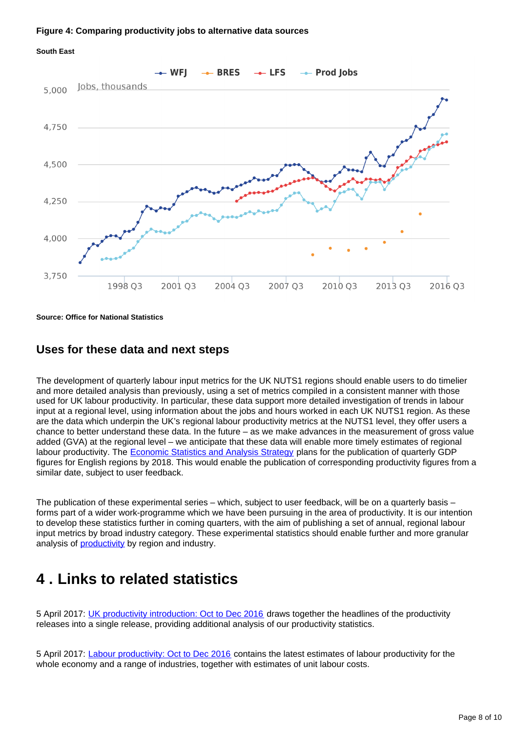**Figure 4: Comparing productivity jobs to alternative data sources**

**South East**

**Source: Office for National Statistics**

## Uses for these data and next steps

The development of quarterly labour input metrics for the UK NUTS1 regions should enable users to do timelier and more detailed analysis than previously, using a set of metrics compiled in a consistent manner with those used for UK labour productivity. In particular, these data support more detailed investigation of trends in labour input at a regional level, using information about the jobs and hours worked in each UK NUTS1 region. As these are the data which underpin the UK's regional labour productivity metrics at the NUTS1 level, they offer users a chance to better understand these data. In the future – as we make advances in the measurement of gross value added (GVA) at the regional level – we anticipate that these data will enable more timely estimates of regional labour productivity. The Economic Statistics and Analysis Strategy plans for the publication of quarterly GDP figures for English regions by 2018. This would enable the publication of corresponding productivity figures from a similar date, subject to user feedback.

The publication of these experimental series – which, subject to user feedback, will be on a quarterly basis – forms part of a wider work-programme which we have been pursuing in the area of productivity. It is our intention to develop these statistics further in coming quarters, with the aim of publishing a set of annual, regional labour input metrics by broad industry category. These experimental statistics should enable further and more granular analysis of productivity by region and industry.

# 4 . Links to related statistics

5 April 2017: UK productivity introduction: Oct to Dec 2016 draws together the headlines of the productivity releases into a single release, providing additional analysis of our productivity statistics.

5 April 2017: Labour productivity: Oct to Dec 2016 contains the latest estimates of labour productivity for the whole economy and a range of industries, together with estimates of unit labour costs.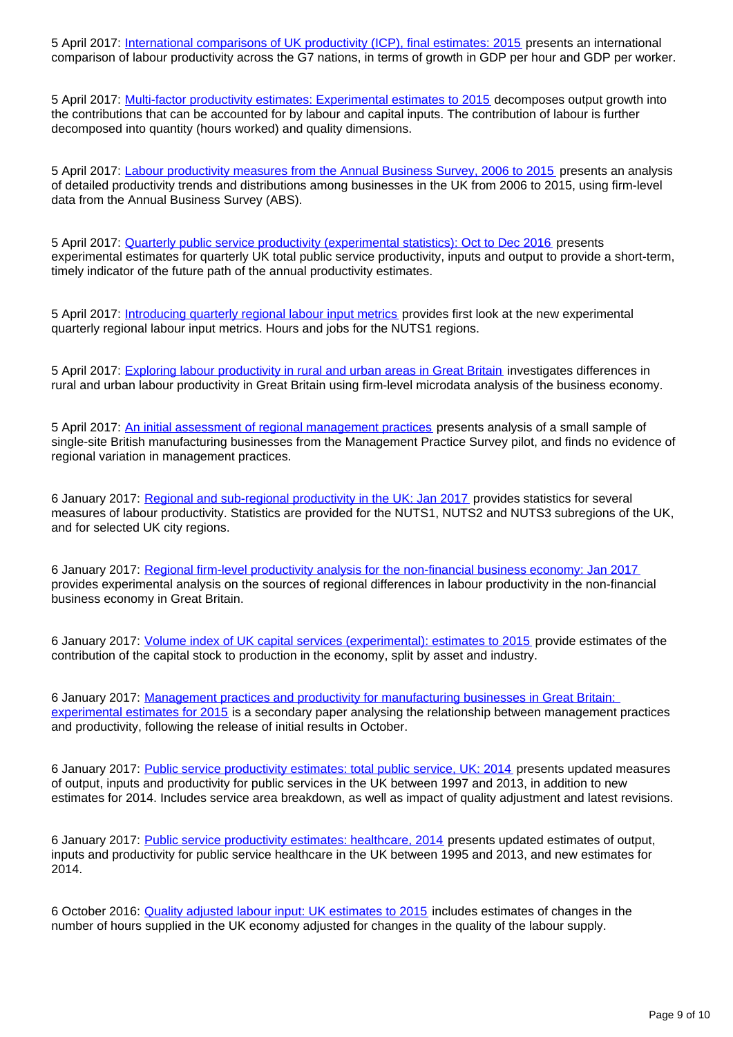5 April 2017: International comparisons of UK productivity (ICP), final estimates: 2015 presents an international comparison of labour productivity across the G7 nations, in terms of growth in GDP per hour and GDP per worker.

5 April 2017: Multi-factor productivity estimates: Experimental estimates to 2015 decomposes output growth into the contributions that can be accounted for by labour and capital inputs. The contribution of labour is further decomposed into quantity (hours worked) and quality dimensions.

5 April 2017: Labour productivity measures from the Annual Business Survey, 2006 to 2015 presents an analysis of detailed productivity trends and distributions among businesses in the UK from 2006 to 2015, using firm-level data from the Annual Business Survey (ABS).

5 April 2017: Quarterly public service productivity (experimental statistics): Oct to Dec 2016 presents experimental estimates for quarterly UK total public service productivity, inputs and output to provide a short-term, timely indicator of the future path of the annual productivity estimates.

5 April 2017: Introducing quarterly regional labour input metrics provides first look at the new experimental quarterly regional labour input metrics. Hours and jobs for the NUTS1 regions.

5 April 2017: Exploring labour productivity in rural and urban areas in Great Britain investigates differences in rural and urban labour productivity in Great Britain using firm-level microdata analysis of the business economy.

5 April 2017: An initial assessment of regional management practices presents analysis of a small sample of single-site British manufacturing businesses from the Management Practice Survey pilot, and finds no evidence of regional variation in management practices.

6 January 2017: Regional and sub-regional productivity in the UK: Jan 2017 provides statistics for several measures of labour productivity. Statistics are provided for the NUTS1, NUTS2 and NUTS3 subregions of the UK, and for selected UK city regions.

6 January 2017: Regional firm-level productivity analysis for the non-financial business economy: Jan 2017 provides experimental analysis on the sources of regional differences in labour productivity in the non-financial business economy in Great Britain.

6 January 2017: Volume index of UK capital services (experimental): estimates to 2015 provide estimates of the contribution of the capital stock to production in the economy, split by asset and industry.

6 January 2017: Management practices and productivity for manufacturing businesses in Great Britain: experimental estimates for 2015 is a secondary paper analysing the relationship between management practices and productivity, following the release of initial results in October.

6 January 2017: Public service productivity estimates: total public service, UK: 2014 presents updated measures of output, inputs and productivity for public services in the UK between 1997 and 2013, in addition to new estimates for 2014. Includes service area breakdown, as well as impact of quality adjustment and latest revisions.

6 January 2017: Public service productivity estimates: healthcare, 2014 presents updated estimates of output, inputs and productivity for public service healthcare in the UK between 1995 and 2013, and new estimates for 2014.

6 October 2016: Quality adjusted labour input: UK estimates to 2015 includes estimates of changes in the number of hours supplied in the UK economy adjusted for changes in the quality of the labour supply.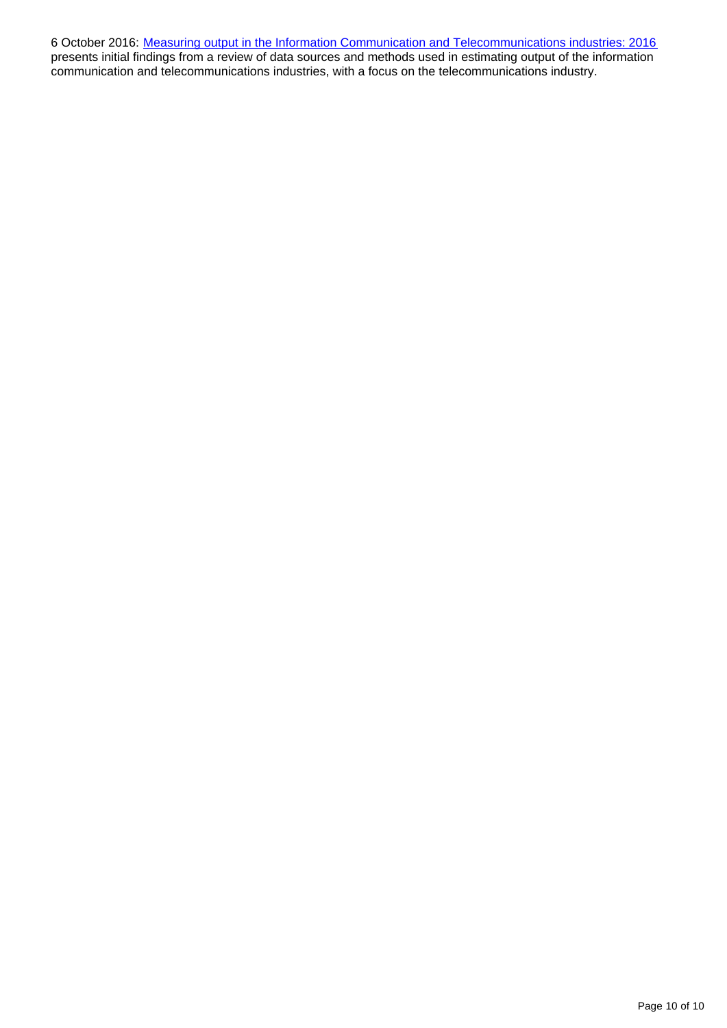6 October 2016: Measuring output in the Information Communication and Telecommunications industries: 2016 presents initial findings from a review of data sources and methods used in estimating output of the information communication and telecommunications industries, with a focus on the telecommunications industry.